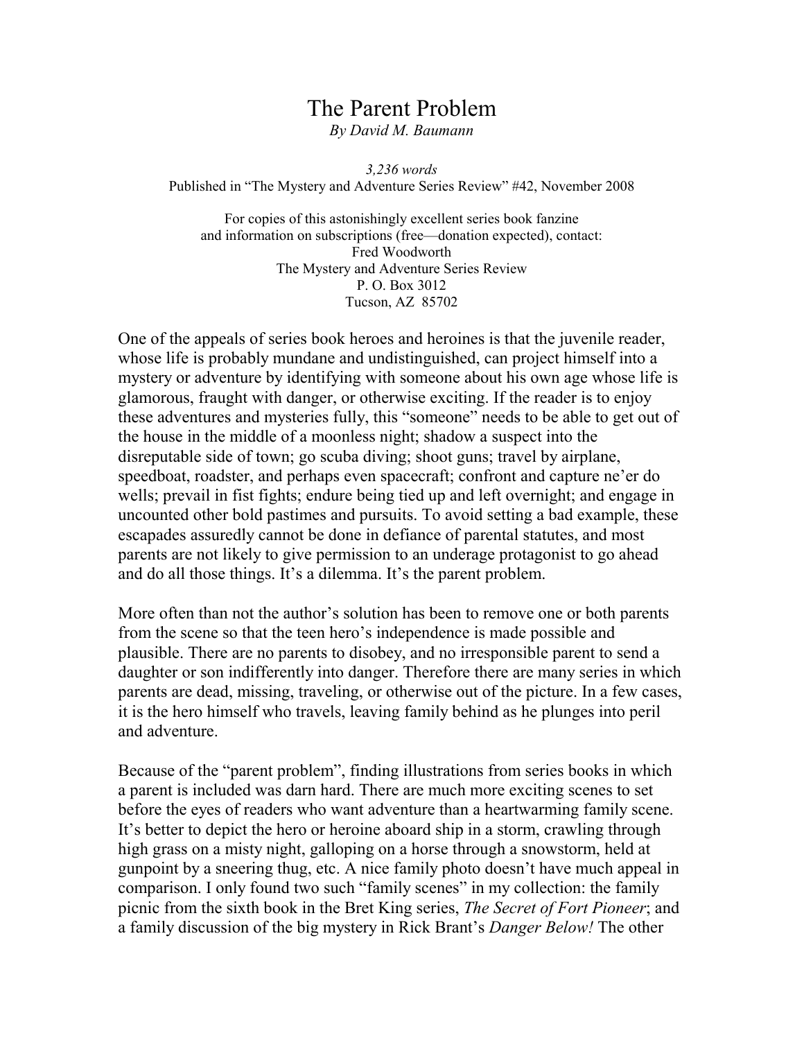# The Parent Problem

*By David M. Baumann*

*3,236 words*

Published in "The Mystery and Adventure Series Review" #42, November 2008

For copies of this astonishingly excellent series book fanzine
and information on subscriptions (free—donation expected), contact:
Fred Woodworth
The Mystery and Adventure Series Review
P. O. Box 3012
Tucson, AZ 85702

One of the appeals of series book heroes and heroines is that the juvenile reader, whose life is probably mundane and undistinguished, can project himself into a mystery or adventure by identifying with someone about his own age whose life is glamorous, fraught with danger, or otherwise exciting. If the reader is to enjoy these adventures and mysteries fully, this "someone" needs to be able to get out of the house in the middle of a moonless night; shadow a suspect into the disreputable side of town; go scuba diving; shoot guns; travel by airplane, speedboat, roadster, and perhaps even spacecraft; confront and capture ne'er do wells; prevail in fist fights; endure being tied up and left overnight; and engage in uncounted other bold pastimes and pursuits. To avoid setting a bad example, these escapades assuredly cannot be done in defiance of parental statutes, and most parents are not likely to give permission to an underage protagonist to go ahead and do all those things. It's a dilemma. It's the parent problem.

More often than not the author's solution has been to remove one or both parents from the scene so that the teen hero's independence is made possible and plausible. There are no parents to disobey, and no irresponsible parent to send a daughter or son indifferently into danger. Therefore there are many series in which parents are dead, missing, traveling, or otherwise out of the picture. In a few cases, it is the hero himself who travels, leaving family behind as he plunges into peril and adventure.

Because of the "parent problem", finding illustrations from series books in which a parent is included was darn hard. There are much more exciting scenes to set before the eyes of readers who want adventure than a heartwarming family scene. It's better to depict the hero or heroine aboard ship in a storm, crawling through high grass on a misty night, galloping on a horse through a snowstorm, held at gunpoint by a sneering thug, etc. A nice family photo doesn't have much appeal in comparison. I only found two such "family scenes" in my collection: the family picnic from the sixth book in the Bret King series, *The Secret of Fort Pioneer*; and a family discussion of the big mystery in Rick Brant's *Danger Below!* The other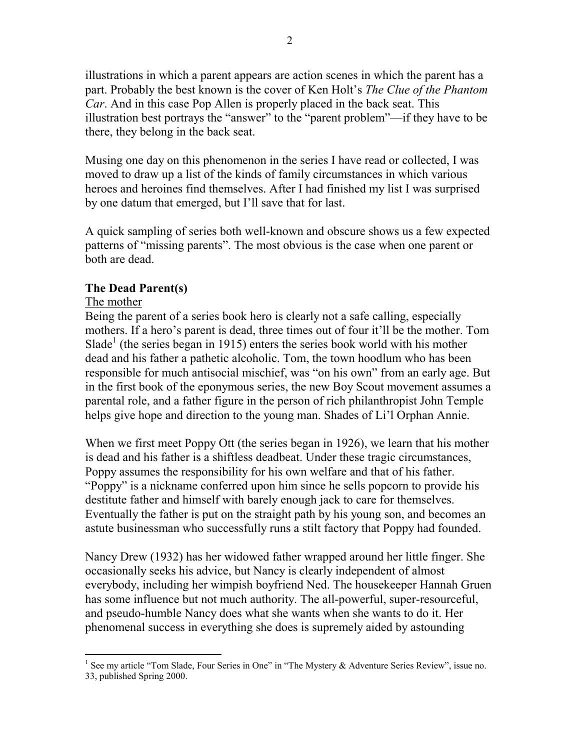illustrations in which a parent appears are action scenes in which the parent has a part. Probably the best known is the cover of Ken Holt's *The Clue of the Phantom Car*. And in this case Pop Allen is properly placed in the back seat. This illustration best portrays the "answer" to the "parent problem"—if they have to be there, they belong in the back seat.

Musing one day on this phenomenon in the series I have read or collected, I was moved to draw up a list of the kinds of family circumstances in which various heroes and heroines find themselves. After I had finished my list I was surprised by one datum that emerged, but I'll save that for last.

A quick sampling of series both well-known and obscure shows us a few expected patterns of "missing parents". The most obvious is the case when one parent or both are dead.

**The Dead Parent(s)**

<u>The mother</u>

Being the parent of a series book hero is clearly not a safe calling, especially mothers. If a hero's parent is dead, three times out of four it'll be the mother. Tom Slade[1] (the series began in 1915) enters the series book world with his mother dead and his father a pathetic alcoholic. Tom, the town hoodlum who has been responsible for much antisocial mischief, was "on his own" from an early age. But in the first book of the eponymous series, the new Boy Scout movement assumes a parental role, and a father figure in the person of rich philanthropist John Temple helps give hope and direction to the young man. Shades of Li'l Orphan Annie.

When we first meet Poppy Ott (the series began in 1926), we learn that his mother is dead and his father is a shiftless deadbeat. Under these tragic circumstances, Poppy assumes the responsibility for his own welfare and that of his father. "Poppy" is a nickname conferred upon him since he sells popcorn to provide his destitute father and himself with barely enough jack to care for themselves. Eventually the father is put on the straight path by his young son, and becomes an astute businessman who successfully runs a stilt factory that Poppy had founded.

Nancy Drew (1932) has her widowed father wrapped around her little finger. She occasionally seeks his advice, but Nancy is clearly independent of almost everybody, including her wimpish boyfriend Ned. The housekeeper Hannah Gruen has some influence but not much authority. The all-powerful, super-resourceful, and pseudo-humble Nancy does what she wants when she wants to do it. Her phenomenal success in everything she does is supremely aided by astounding

[1] See my article "Tom Slade, Four Series in One" in "The Mystery & Adventure Series Review", issue no. 33, published Spring 2000.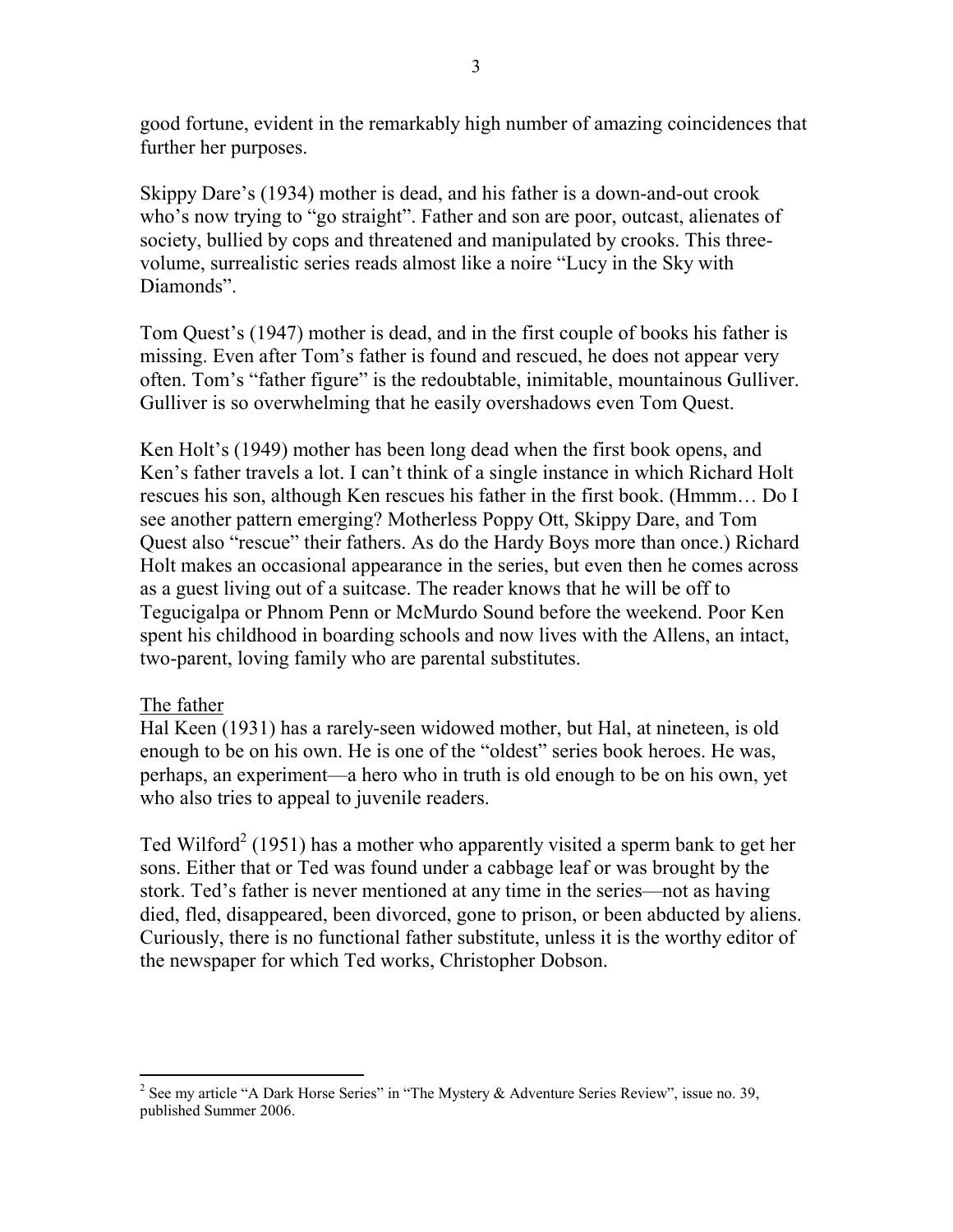good fortune, evident in the remarkably high number of amazing coincidences that further her purposes.

Skippy Dare's (1934) mother is dead, and his father is a down-and-out crook who's now trying to "go straight". Father and son are poor, outcast, alienates of society, bullied by cops and threatened and manipulated by crooks. This three-volume, surrealistic series reads almost like a noire "Lucy in the Sky with Diamonds".

Tom Quest's (1947) mother is dead, and in the first couple of books his father is missing. Even after Tom's father is found and rescued, he does not appear very often. Tom's "father figure" is the redoubtable, inimitable, mountainous Gulliver. Gulliver is so overwhelming that he easily overshadows even Tom Quest.

Ken Holt's (1949) mother has been long dead when the first book opens, and Ken's father travels a lot. I can't think of a single instance in which Richard Holt rescues his son, although Ken rescues his father in the first book. (Hmmm… Do I see another pattern emerging? Motherless Poppy Ott, Skippy Dare, and Tom Quest also "rescue" their fathers. As do the Hardy Boys more than once.) Richard Holt makes an occasional appearance in the series, but even then he comes across as a guest living out of a suitcase. The reader knows that he will be off to Tegucigalpa or Phnom Penn or McMurdo Sound before the weekend. Poor Ken spent his childhood in boarding schools and now lives with the Allens, an intact, two-parent, loving family who are parental substitutes.

<u>The father</u>

Hal Keen (1931) has a rarely-seen widowed mother, but Hal, at nineteen, is old enough to be on his own. He is one of the "oldest" series book heroes. He was, perhaps, an experiment—a hero who in truth is old enough to be on his own, yet who also tries to appeal to juvenile readers.

Ted Wilford[2] (1951) has a mother who apparently visited a sperm bank to get her sons. Either that or Ted was found under a cabbage leaf or was brought by the stork. Ted's father is never mentioned at any time in the series—not as having died, fled, disappeared, been divorced, gone to prison, or been abducted by aliens. Curiously, there is no functional father substitute, unless it is the worthy editor of the newspaper for which Ted works, Christopher Dobson.

---

[2] See my article "A Dark Horse Series" in "The Mystery & Adventure Series Review", issue no. 39, published Summer 2006.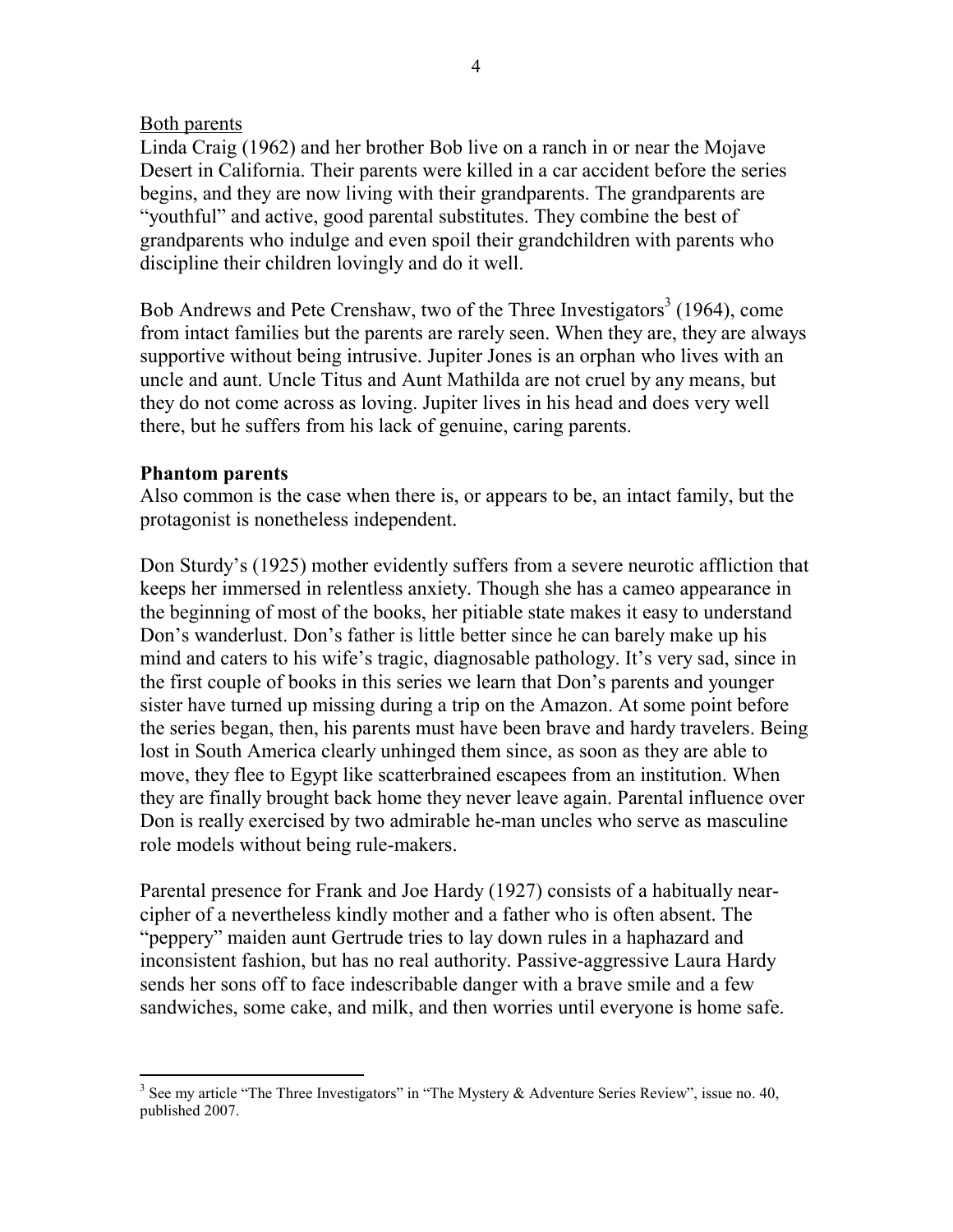Both parents

Linda Craig (1962) and her brother Bob live on a ranch in or near the Mojave Desert in California. Their parents were killed in a car accident before the series begins, and they are now living with their grandparents. The grandparents are "youthful" and active, good parental substitutes. They combine the best of grandparents who indulge and even spoil their grandchildren with parents who discipline their children lovingly and do it well.

Bob Andrews and Pete Crenshaw, two of the Three Investigators[3] (1964), come from intact families but the parents are rarely seen. When they are, they are always supportive without being intrusive. Jupiter Jones is an orphan who lives with an uncle and aunt. Uncle Titus and Aunt Mathilda are not cruel by any means, but they do not come across as loving. Jupiter lives in his head and does very well there, but he suffers from his lack of genuine, caring parents.

**Phantom parents**

Also common is the case when there is, or appears to be, an intact family, but the protagonist is nonetheless independent.

Don Sturdy's (1925) mother evidently suffers from a severe neurotic affliction that keeps her immersed in relentless anxiety. Though she has a cameo appearance in the beginning of most of the books, her pitiable state makes it easy to understand Don's wanderlust. Don's father is little better since he can barely make up his mind and caters to his wife's tragic, diagnosable pathology. It's very sad, since in the first couple of books in this series we learn that Don's parents and younger sister have turned up missing during a trip on the Amazon. At some point before the series began, then, his parents must have been brave and hardy travelers. Being lost in South America clearly unhinged them since, as soon as they are able to move, they flee to Egypt like scatterbrained escapees from an institution. When they are finally brought back home they never leave again. Parental influence over Don is really exercised by two admirable he-man uncles who serve as masculine role models without being rule-makers.

Parental presence for Frank and Joe Hardy (1927) consists of a habitually near-cipher of a nevertheless kindly mother and a father who is often absent. The "peppery" maiden aunt Gertrude tries to lay down rules in a haphazard and inconsistent fashion, but has no real authority. Passive-aggressive Laura Hardy sends her sons off to face indescribable danger with a brave smile and a few sandwiches, some cake, and milk, and then worries until everyone is home safe.

[3] See my article "The Three Investigators" in "The Mystery & Adventure Series Review", issue no. 40, published 2007.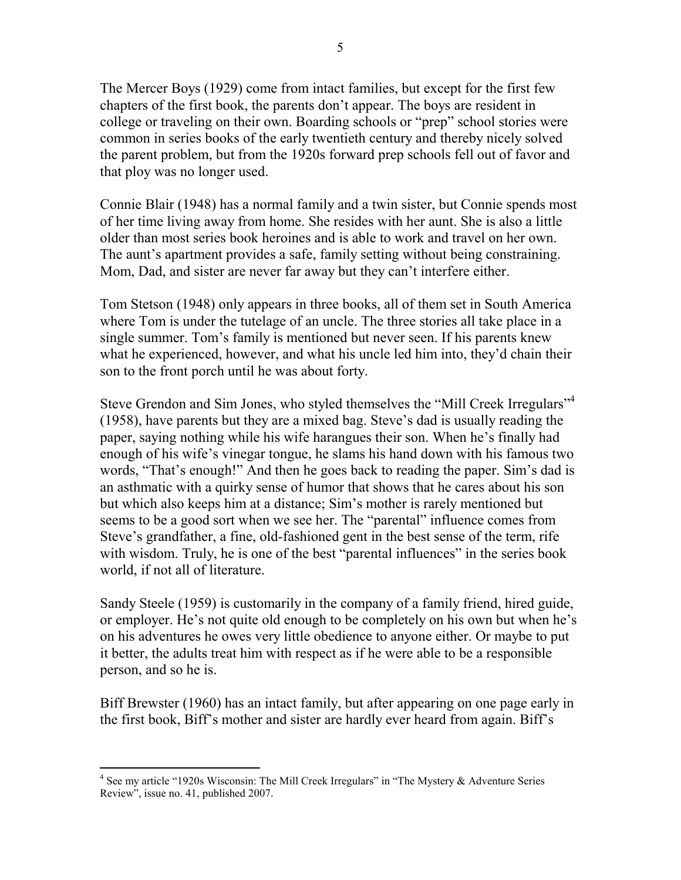The Mercer Boys (1929) come from intact families, but except for the first few chapters of the first book, the parents don't appear. The boys are resident in college or traveling on their own. Boarding schools or "prep" school stories were common in series books of the early twentieth century and thereby nicely solved the parent problem, but from the 1920s forward prep schools fell out of favor and that ploy was no longer used.

Connie Blair (1948) has a normal family and a twin sister, but Connie spends most of her time living away from home. She resides with her aunt. She is also a little older than most series book heroines and is able to work and travel on her own. The aunt's apartment provides a safe, family setting without being constraining. Mom, Dad, and sister are never far away but they can't interfere either.

Tom Stetson (1948) only appears in three books, all of them set in South America where Tom is under the tutelage of an uncle. The three stories all take place in a single summer. Tom's family is mentioned but never seen. If his parents knew what he experienced, however, and what his uncle led him into, they'd chain their son to the front porch until he was about forty.

Steve Grendon and Sim Jones, who styled themselves the "Mill Creek Irregulars"[4] (1958), have parents but they are a mixed bag. Steve's dad is usually reading the paper, saying nothing while his wife harangues their son. When he's finally had enough of his wife's vinegar tongue, he slams his hand down with his famous two words, "That's enough!" And then he goes back to reading the paper. Sim's dad is an asthmatic with a quirky sense of humor that shows that he cares about his son but which also keeps him at a distance; Sim's mother is rarely mentioned but seems to be a good sort when we see her. The "parental" influence comes from Steve's grandfather, a fine, old-fashioned gent in the best sense of the term, rife with wisdom. Truly, he is one of the best "parental influences" in the series book world, if not all of literature.

Sandy Steele (1959) is customarily in the company of a family friend, hired guide, or employer. He's not quite old enough to be completely on his own but when he's on his adventures he owes very little obedience to anyone either. Or maybe to put it better, the adults treat him with respect as if he were able to be a responsible person, and so he is.

Biff Brewster (1960) has an intact family, but after appearing on one page early in the first book, Biff's mother and sister are hardly ever heard from again. Biff's

---

[4] See my article "1920s Wisconsin: The Mill Creek Irregulars" in "The Mystery & Adventure Series Review", issue no. 41, published 2007.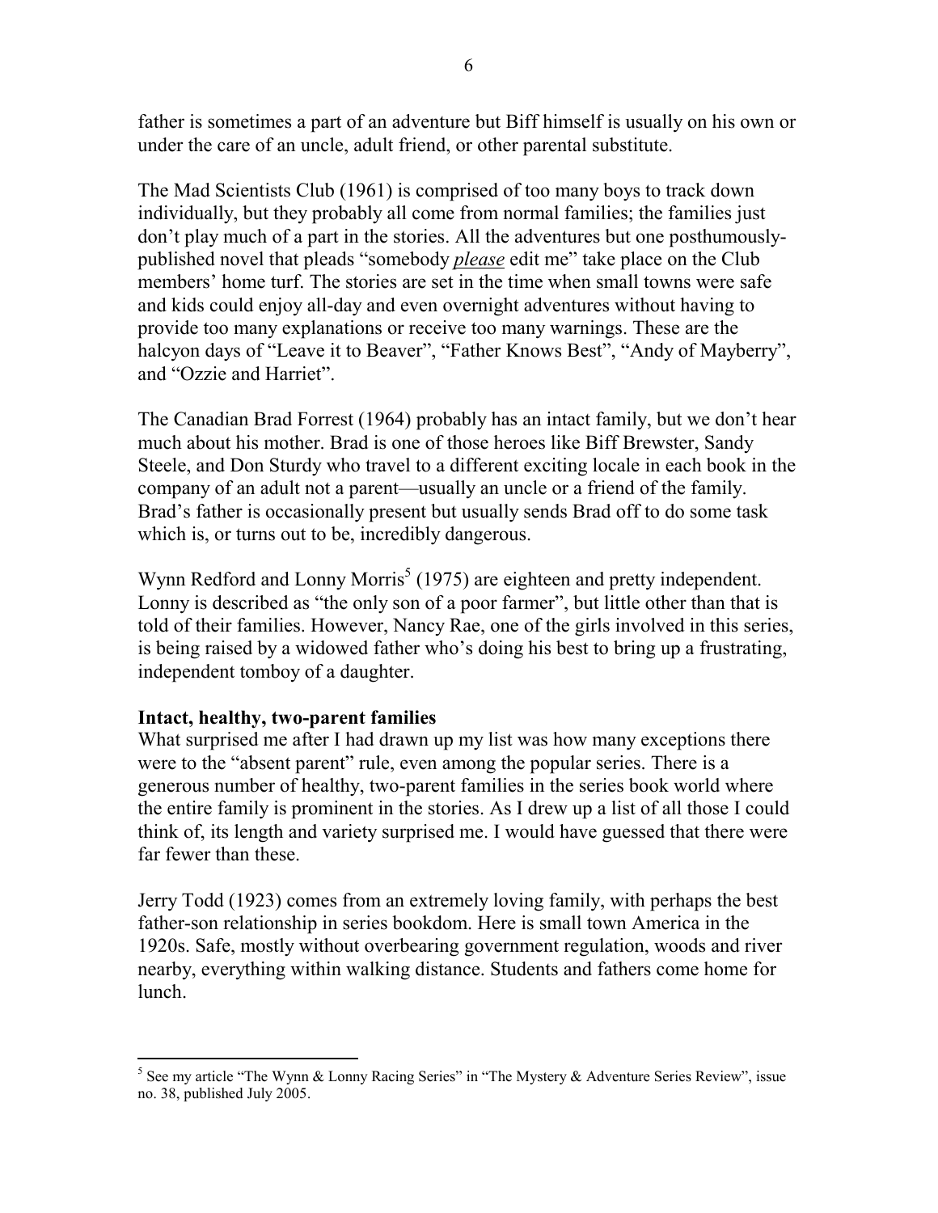father is sometimes a part of an adventure but Biff himself is usually on his own or under the care of an uncle, adult friend, or other parental substitute.

The Mad Scientists Club (1961) is comprised of too many boys to track down individually, but they probably all come from normal families; the families just don't play much of a part in the stories. All the adventures but one posthumously-published novel that pleads "somebody *please* edit me" take place on the Club members' home turf. The stories are set in the time when small towns were safe and kids could enjoy all-day and even overnight adventures without having to provide too many explanations or receive too many warnings. These are the halcyon days of "Leave it to Beaver", "Father Knows Best", "Andy of Mayberry", and "Ozzie and Harriet".

The Canadian Brad Forrest (1964) probably has an intact family, but we don't hear much about his mother. Brad is one of those heroes like Biff Brewster, Sandy Steele, and Don Sturdy who travel to a different exciting locale in each book in the company of an adult not a parent—usually an uncle or a friend of the family. Brad's father is occasionally present but usually sends Brad off to do some task which is, or turns out to be, incredibly dangerous.

Wynn Redford and Lonny Morris[5] (1975) are eighteen and pretty independent. Lonny is described as "the only son of a poor farmer", but little other than that is told of their families. However, Nancy Rae, one of the girls involved in this series, is being raised by a widowed father who's doing his best to bring up a frustrating, independent tomboy of a daughter.

**Intact, healthy, two-parent families**

What surprised me after I had drawn up my list was how many exceptions there were to the "absent parent" rule, even among the popular series. There is a generous number of healthy, two-parent families in the series book world where the entire family is prominent in the stories. As I drew up a list of all those I could think of, its length and variety surprised me. I would have guessed that there were far fewer than these.

Jerry Todd (1923) comes from an extremely loving family, with perhaps the best father-son relationship in series bookdom. Here is small town America in the 1920s. Safe, mostly without overbearing government regulation, woods and river nearby, everything within walking distance. Students and fathers come home for lunch.

---

[5] See my article "The Wynn & Lonny Racing Series" in "The Mystery & Adventure Series Review", issue no. 38, published July 2005.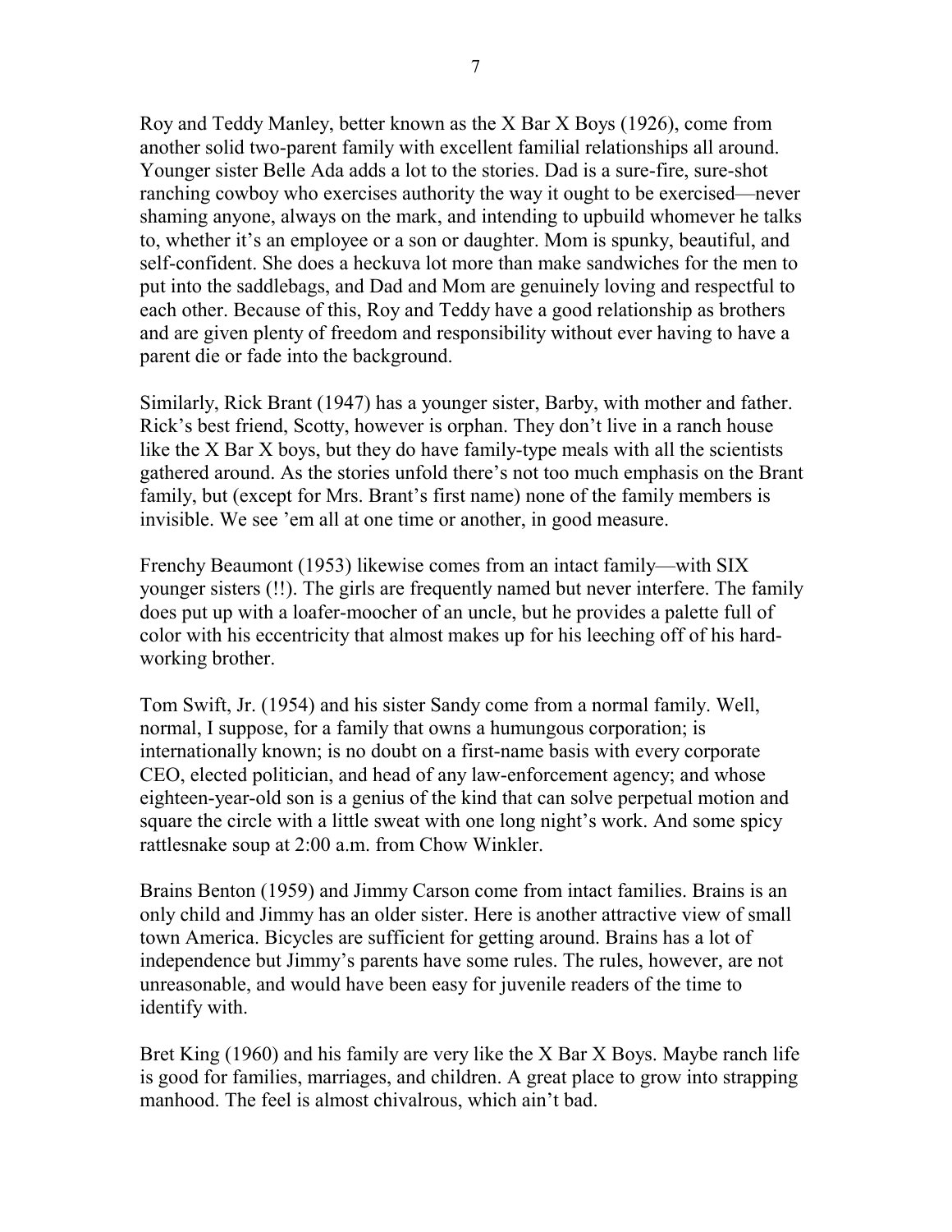Roy and Teddy Manley, better known as the X Bar X Boys (1926), come from another solid two-parent family with excellent familial relationships all around. Younger sister Belle Ada adds a lot to the stories. Dad is a sure-fire, sure-shot ranching cowboy who exercises authority the way it ought to be exercised—never shaming anyone, always on the mark, and intending to upbuild whomever he talks to, whether it's an employee or a son or daughter. Mom is spunky, beautiful, and self-confident. She does a heckuva lot more than make sandwiches for the men to put into the saddlebags, and Dad and Mom are genuinely loving and respectful to each other. Because of this, Roy and Teddy have a good relationship as brothers and are given plenty of freedom and responsibility without ever having to have a parent die or fade into the background.

Similarly, Rick Brant (1947) has a younger sister, Barby, with mother and father. Rick's best friend, Scotty, however is orphan. They don't live in a ranch house like the X Bar X boys, but they do have family-type meals with all the scientists gathered around. As the stories unfold there's not too much emphasis on the Brant family, but (except for Mrs. Brant's first name) none of the family members is invisible. We see 'em all at one time or another, in good measure.

Frenchy Beaumont (1953) likewise comes from an intact family—with SIX younger sisters (!!). The girls are frequently named but never interfere. The family does put up with a loafer-moocher of an uncle, but he provides a palette full of color with his eccentricity that almost makes up for his leeching off of his hard-working brother.

Tom Swift, Jr. (1954) and his sister Sandy come from a normal family. Well, normal, I suppose, for a family that owns a humungous corporation; is internationally known; is no doubt on a first-name basis with every corporate CEO, elected politician, and head of any law-enforcement agency; and whose eighteen-year-old son is a genius of the kind that can solve perpetual motion and square the circle with a little sweat with one long night's work. And some spicy rattlesnake soup at 2:00 a.m. from Chow Winkler.

Brains Benton (1959) and Jimmy Carson come from intact families. Brains is an only child and Jimmy has an older sister. Here is another attractive view of small town America. Bicycles are sufficient for getting around. Brains has a lot of independence but Jimmy's parents have some rules. The rules, however, are not unreasonable, and would have been easy for juvenile readers of the time to identify with.

Bret King (1960) and his family are very like the X Bar X Boys. Maybe ranch life is good for families, marriages, and children. A great place to grow into strapping manhood. The feel is almost chivalrous, which ain't bad.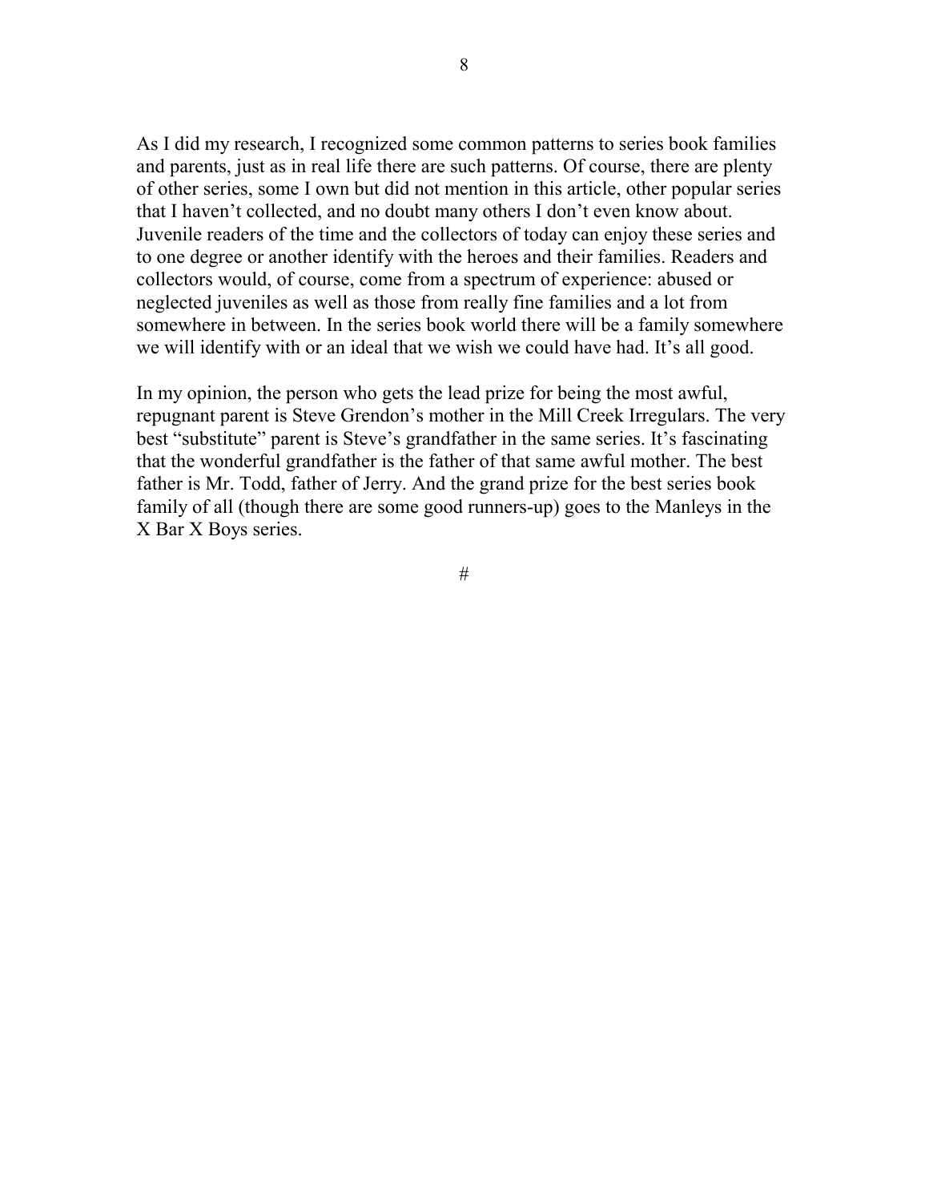As I did my research, I recognized some common patterns to series book families and parents, just as in real life there are such patterns. Of course, there are plenty of other series, some I own but did not mention in this article, other popular series that I haven't collected, and no doubt many others I don't even know about. Juvenile readers of the time and the collectors of today can enjoy these series and to one degree or another identify with the heroes and their families. Readers and collectors would, of course, come from a spectrum of experience: abused or neglected juveniles as well as those from really fine families and a lot from somewhere in between. In the series book world there will be a family somewhere we will identify with or an ideal that we wish we could have had. It's all good.

In my opinion, the person who gets the lead prize for being the most awful, repugnant parent is Steve Grendon's mother in the Mill Creek Irregulars. The very best "substitute" parent is Steve's grandfather in the same series. It's fascinating that the wonderful grandfather is the father of that same awful mother. The best father is Mr. Todd, father of Jerry. And the grand prize for the best series book family of all (though there are some good runners-up) goes to the Manleys in the X Bar X Boys series.

#